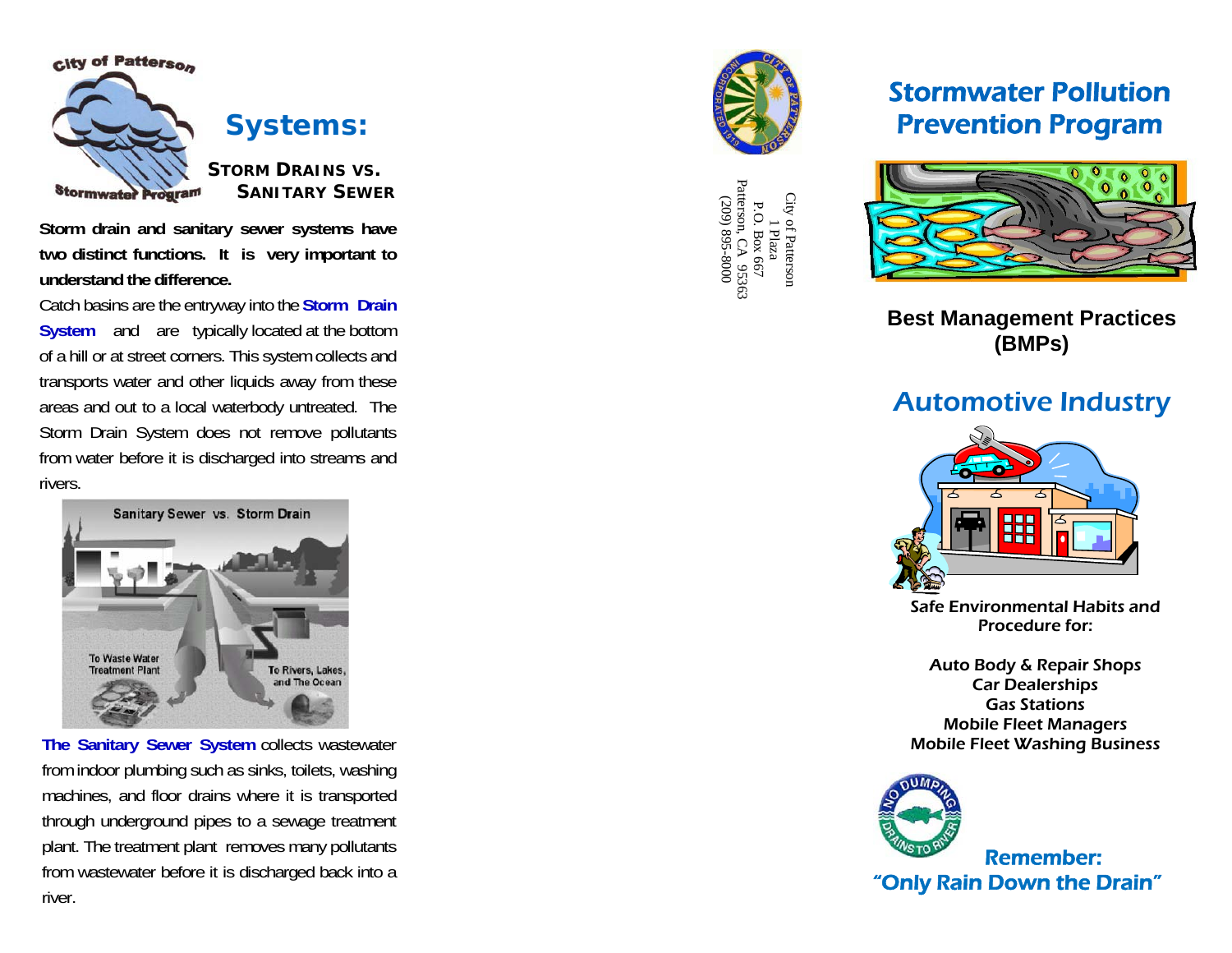City of Patterson

Stormwater Program

## Systems:

### Storm Drains vs. Sanitary Sewer

**Storm drain and sanitary sewer systems have two distinct functions. It is very important to understand the difference.**

Catch basins are the entryway into the **Storm Drain System** and are typically located at the bottom of a hill or at street corners. This system collects and transports water and other liquids away from these areas and out to a local waterbody untreated. The Storm Drain System does not remove pollutants from water before it is discharged into streams and rivers.

Sanitary Sewer vs. Storm Drain

To Waste Water Treatment Plant

To Rivers, Lakes, and The Ocean

**The Sanitary Sewer System** collects wastewater from indoor plumbing such as sinks, toilets, washing machines, and floor drains where it is transported through underground pipes to a sewage treatment plant. The treatment plant removes many pollutants from wastewater before it is discharged back into a river.

City of Patterson
1 Plaza
P.O. Box 667
Patterson, CA 95363
(209) 895-8000

# Stormwater Pollution Prevention Program

## Best Management Practices (BMPs)

## Automotive Industry

Safe Environmental Habits and Procedure for:

Auto Body & Repair Shops
Car Dealerships
Gas Stations
Mobile Fleet Managers
Mobile Fleet Washing Business

No Dumping Drains to River

**Remember:**
**"Only Rain Down the Drain"**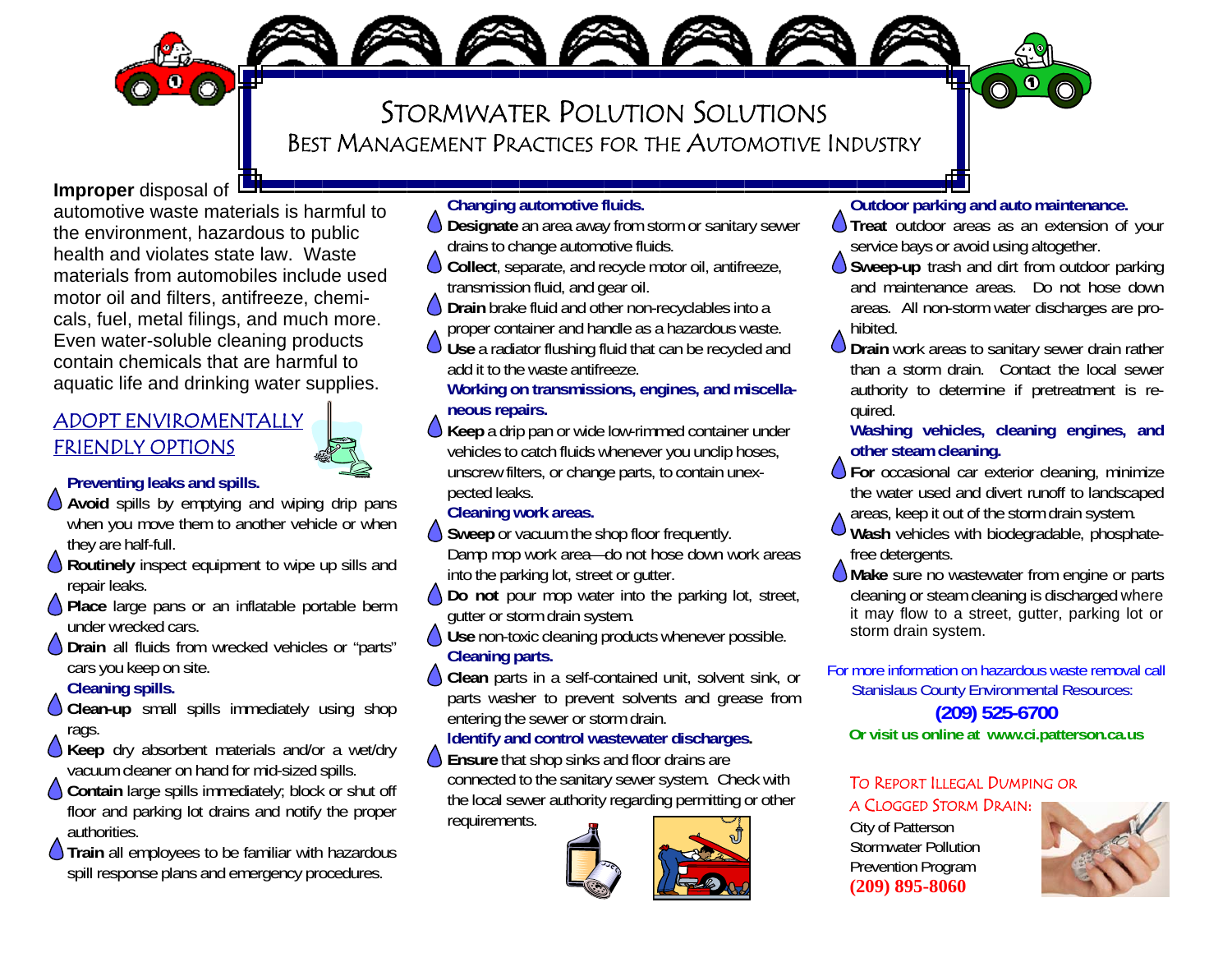# Stormwater Polution Solutions

## Best Management Practices for the Automotive Industry

**Improper** disposal of automotive waste materials is harmful to the environment, hazardous to public health and violates state law. Waste materials from automobiles include used motor oil and filters, antifreeze, chemicals, fuel, metal filings, and much more. Even water-soluble cleaning products contain chemicals that are harmful to aquatic life and drinking water supplies.

## Adopt Enviromentally Friendly Options

### Preventing leaks and spills.

- **Avoid** spills by emptying and wiping drip pans when you move them to another vehicle or when they are half-full.
- **Routinely** inspect equipment to wipe up sills and repair leaks.
- **Place** large pans or an inflatable portable berm under wrecked cars.
- **Drain** all fluids from wrecked vehicles or "parts" cars you keep on site.

### Cleaning spills.

- **Clean-up** small spills immediately using shop rags.
- **Keep** dry absorbent materials and/or a wet/dry vacuum cleaner on hand for mid-sized spills.
- **Contain** large spills immediately; block or shut off floor and parking lot drains and notify the proper authorities.
- **Train** all employees to be familiar with hazardous spill response plans and emergency procedures.

### Changing automotive fluids.

- **Designate** an area away from storm or sanitary sewer drains to change automotive fluids.
- **Collect**, separate, and recycle motor oil, antifreeze, transmission fluid, and gear oil.
- **Drain** brake fluid and other non-recyclables into a proper container and handle as a hazardous waste.
- **Use** a radiator flushing fluid that can be recycled and add it to the waste antifreeze.

### Working on transmissions, engines, and miscellaneous repairs.

- **Keep** a drip pan or wide low-rimmed container under vehicles to catch fluids whenever you unclip hoses, unscrew filters, or change parts, to contain unexpected leaks.

### Cleaning work areas.

- **Sweep** or vacuum the shop floor frequently. Damp mop work area—do not hose down work areas into the parking lot, street or gutter.
- **Do not** pour mop water into the parking lot, street, gutter or storm drain system.
- **Use** non-toxic cleaning products whenever possible.

### Cleaning parts.

- **Clean** parts in a self-contained unit, solvent sink, or parts washer to prevent solvents and grease from entering the sewer or storm drain.

### Identify and control wastewater discharges.

- **Ensure** that shop sinks and floor drains are connected to the sanitary sewer system. Check with the local sewer authority regarding permitting or other requirements.

### Outdoor parking and auto maintenance.

- **Treat** outdoor areas as an extension of your service bays or avoid using altogether.
- **Sweep-up** trash and dirt from outdoor parking and maintenance areas. Do not hose down areas. All non-storm water discharges are prohibited.
- **Drain** work areas to sanitary sewer drain rather than a storm drain. Contact the local sewer authority to determine if pretreatment is required.

### Washing vehicles, cleaning engines, and other steam cleaning.

- **For** occasional car exterior cleaning, minimize the water used and divert runoff to landscaped areas, keep it out of the storm drain system.
- **Wash** vehicles with biodegradable, phosphate-free detergents.
- **Make** sure no wastewater from engine or parts cleaning or steam cleaning is discharged where it may flow to a street, gutter, parking lot or storm drain system.

For more information on hazardous waste removal call Stanislaus County Environmental Resources:

**(209) 525-6700**

**Or visit us online at www.ci.patterson.ca.us**

To Report Illegal Dumping or a Clogged Storm Drain:

City of Patterson
Stormwater Pollution
Prevention Program
**(209) 895-8060**